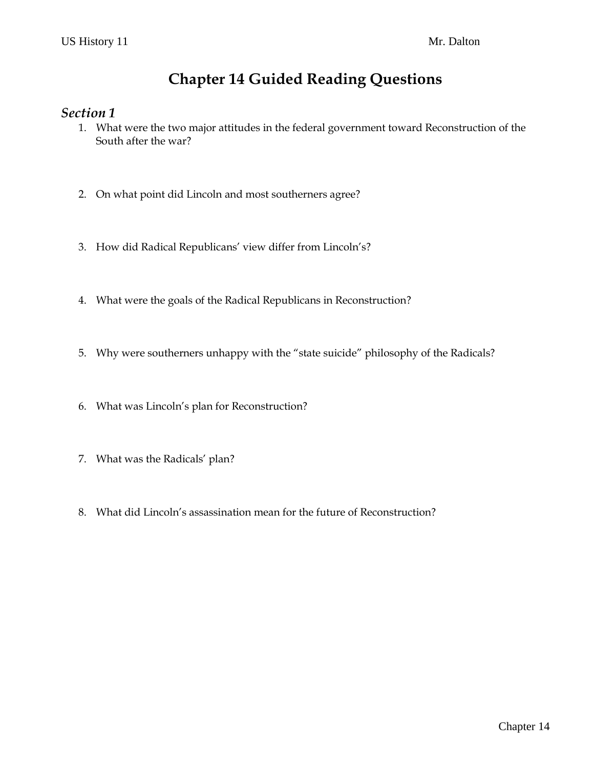# Chapter 14 Guided Reading Questions

## *Section 1*

1. What were the two major attitudes in the federal government toward Reconstruction of the South after the war?
2. On what point did Lincoln and most southerners agree?
3. How did Radical Republicans' view differ from Lincoln's?
4. What were the goals of the Radical Republicans in Reconstruction?
5. Why were southerners unhappy with the "state suicide" philosophy of the Radicals?
6. What was Lincoln's plan for Reconstruction?
7. What was the Radicals' plan?
8. What did Lincoln's assassination mean for the future of Reconstruction?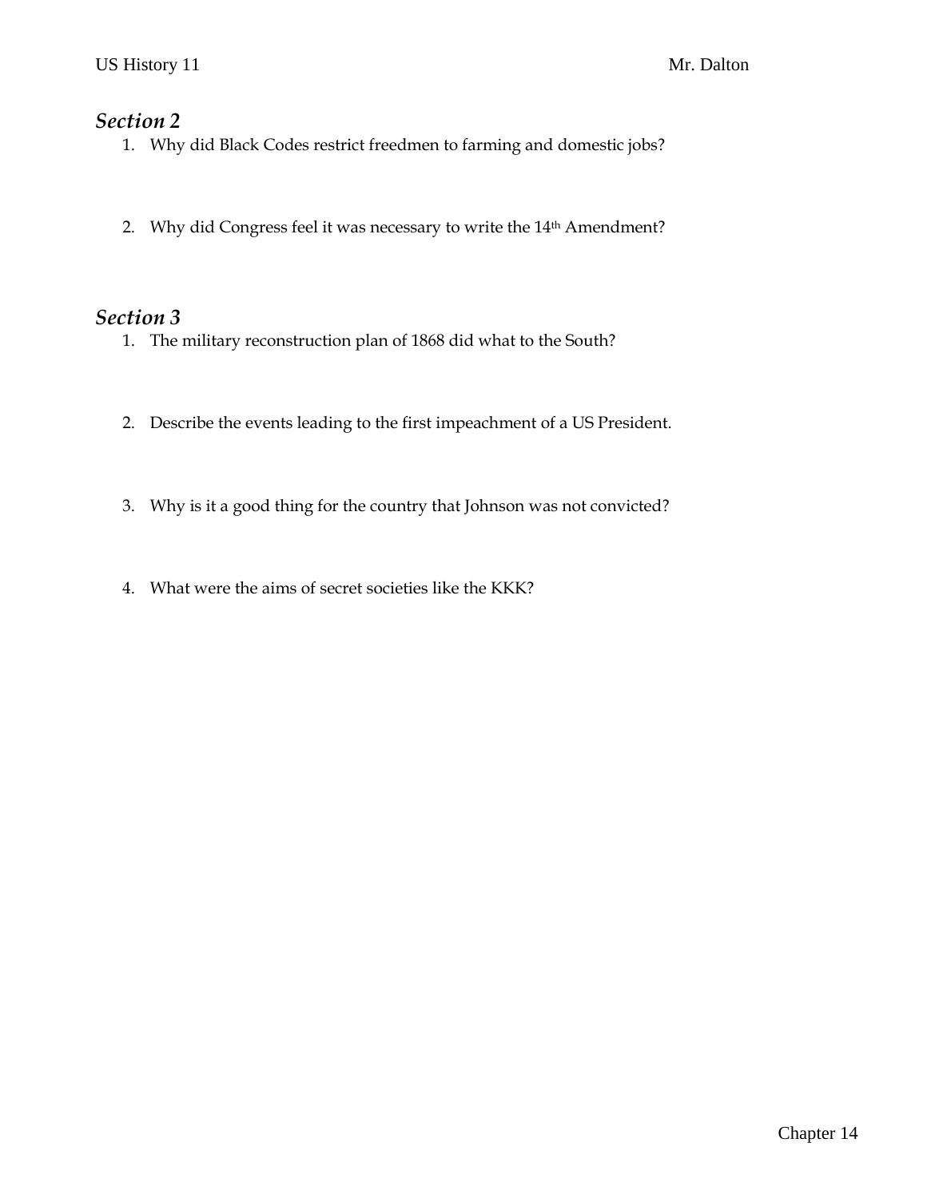## *Section 2*

1. Why did Black Codes restrict freedmen to farming and domestic jobs?

2. Why did Congress feel it was necessary to write the 14th Amendment?

## *Section 3*

1. The military reconstruction plan of 1868 did what to the South?

2. Describe the events leading to the first impeachment of a US President.

3. Why is it a good thing for the country that Johnson was not convicted?

4. What were the aims of secret societies like the KKK?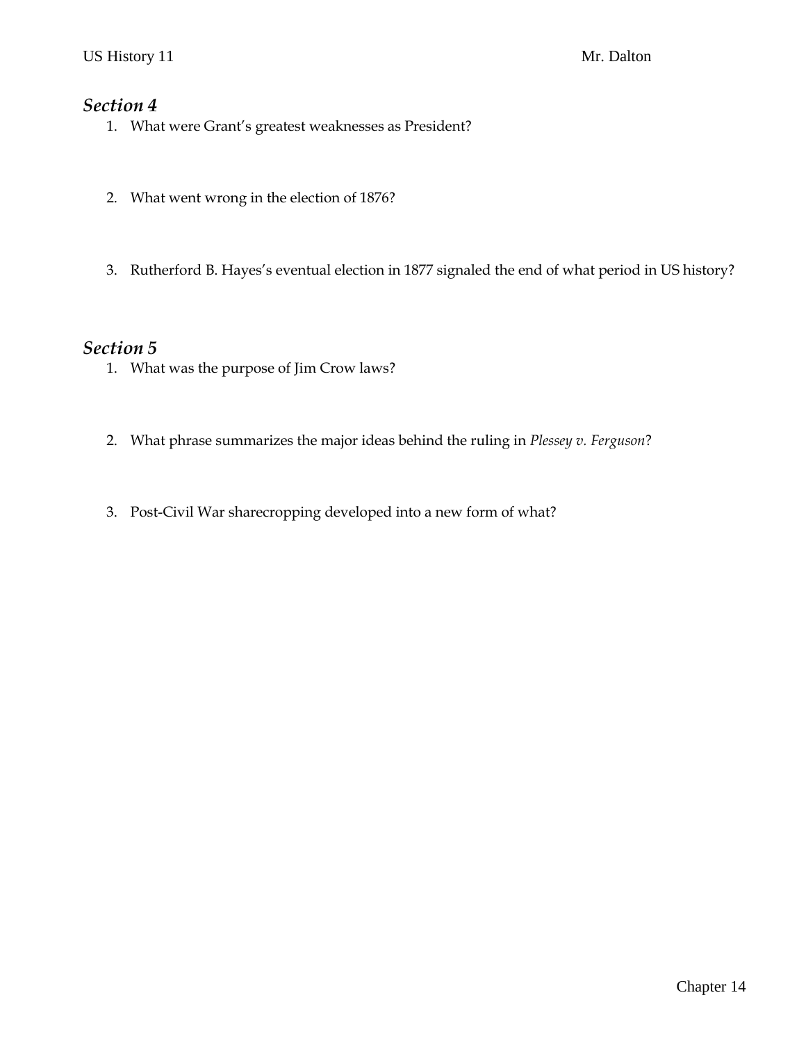## *Section 4*

1. What were Grant's greatest weaknesses as President?

2. What went wrong in the election of 1876?

3. Rutherford B. Hayes's eventual election in 1877 signaled the end of what period in US history?

## *Section 5*

1. What was the purpose of Jim Crow laws?

2. What phrase summarizes the major ideas behind the ruling in *Plessey v. Ferguson*?

3. Post-Civil War sharecropping developed into a new form of what?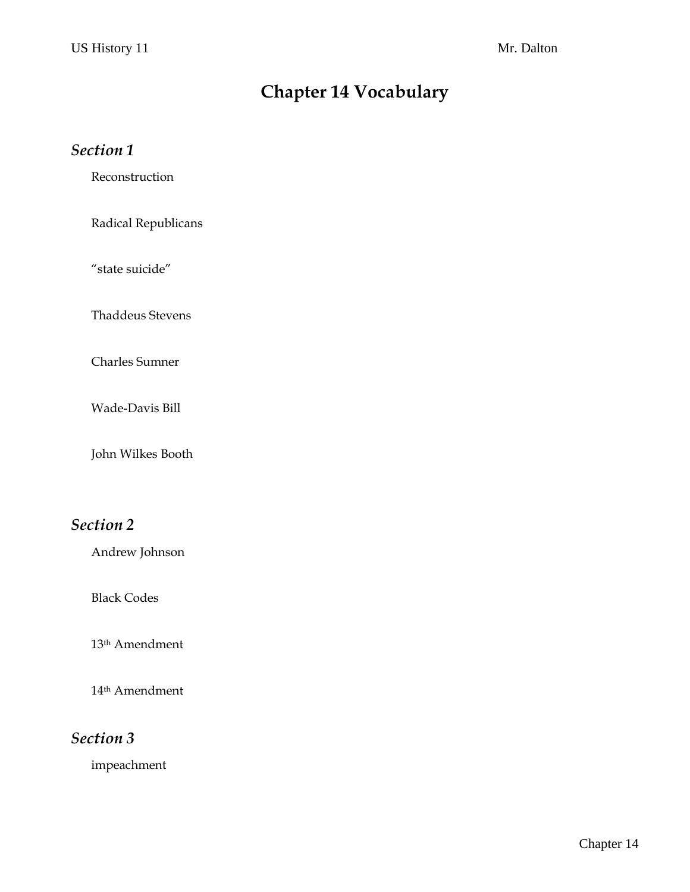# Chapter 14 Vocabulary

## *Section 1*

Reconstruction

Radical Republicans

"state suicide"

Thaddeus Stevens

Charles Sumner

Wade-Davis Bill

John Wilkes Booth

## *Section 2*

Andrew Johnson

Black Codes

13th Amendment

14th Amendment

## *Section 3*

impeachment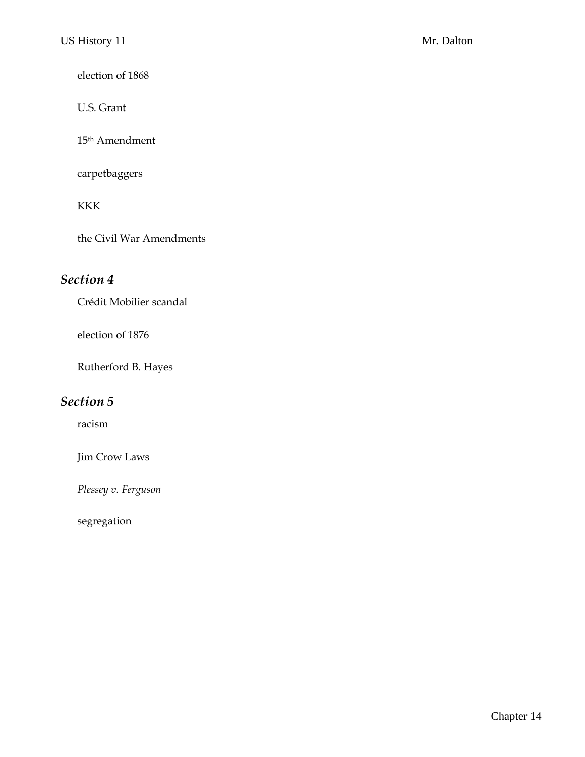election of 1868

U.S. Grant

15th Amendment

carpetbaggers

KKK

the Civil War Amendments

## *Section 4*

Crédit Mobilier scandal

election of 1876

Rutherford B. Hayes

## *Section 5*

racism

Jim Crow Laws

*Plessey v. Ferguson*

segregation